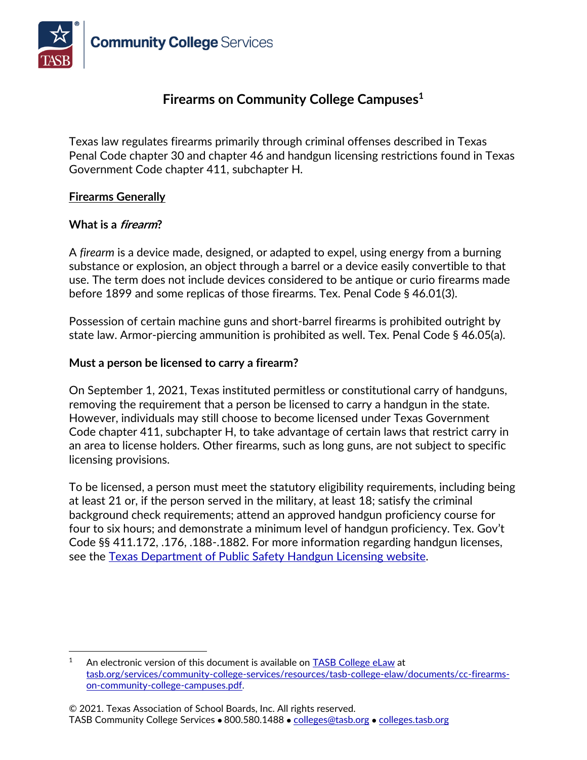Community College Services

# Firearms on Community College Campuses[1]

Texas law regulates firearms primarily through criminal offenses described in Texas Penal Code chapter 30 and chapter 46 and handgun licensing restrictions found in Texas Government Code chapter 411, subchapter H.

## Firearms Generally

### What is a *firearm*?

A *firearm* is a device made, designed, or adapted to expel, using energy from a burning substance or explosion, an object through a barrel or a device easily convertible to that use. The term does not include devices considered to be antique or curio firearms made before 1899 and some replicas of those firearms. Tex. Penal Code § 46.01(3).

Possession of certain machine guns and short-barrel firearms is prohibited outright by state law. Armor-piercing ammunition is prohibited as well. Tex. Penal Code § 46.05(a).

### Must a person be licensed to carry a firearm?

On September 1, 2021, Texas instituted permitless or constitutional carry of handguns, removing the requirement that a person be licensed to carry a handgun in the state. However, individuals may still choose to become licensed under Texas Government Code chapter 411, subchapter H, to take advantage of certain laws that restrict carry in an area to license holders. Other firearms, such as long guns, are not subject to specific licensing provisions.

To be licensed, a person must meet the statutory eligibility requirements, including being at least 21 or, if the person served in the military, at least 18; satisfy the criminal background check requirements; attend an approved handgun proficiency course for four to six hours; and demonstrate a minimum level of handgun proficiency. Tex. Gov't Code §§ 411.172, .176, .188-.1882. For more information regarding handgun licenses, see the [Texas Department of Public Safety Handgun Licensing website](https://www.dps.texas.gov).

---

[1] An electronic version of this document is available on [TASB College eLaw](tasb.org/services/community-college-services/resources/tasb-college-elaw/documents/cc-firearms-on-community-college-campuses.pdf) at tasb.org/services/community-college-services/resources/tasb-college-elaw/documents/cc-firearms-on-community-college-campuses.pdf.

© 2021. Texas Association of School Boards, Inc. All rights reserved.
TASB Community College Services • 800.580.1488 • colleges@tasb.org • colleges.tasb.org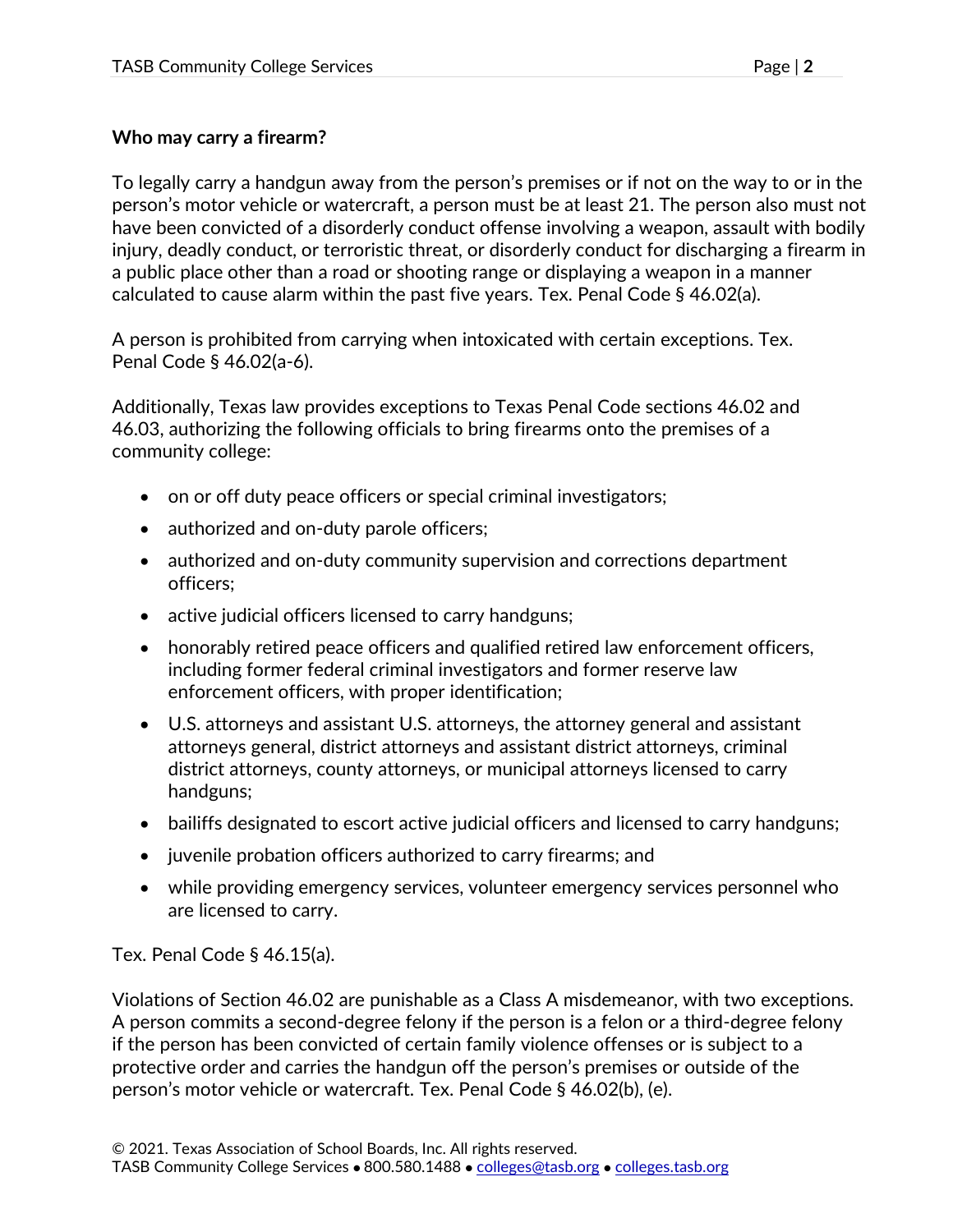**Who may carry a firearm?**

To legally carry a handgun away from the person's premises or if not on the way to or in the person's motor vehicle or watercraft, a person must be at least 21. The person also must not have been convicted of a disorderly conduct offense involving a weapon, assault with bodily injury, deadly conduct, or terroristic threat, or disorderly conduct for discharging a firearm in a public place other than a road or shooting range or displaying a weapon in a manner calculated to cause alarm within the past five years. Tex. Penal Code § 46.02(a).

A person is prohibited from carrying when intoxicated with certain exceptions. Tex. Penal Code § 46.02(a-6).

Additionally, Texas law provides exceptions to Texas Penal Code sections 46.02 and 46.03, authorizing the following officials to bring firearms onto the premises of a community college:

- on or off duty peace officers or special criminal investigators;
- authorized and on-duty parole officers;
- authorized and on-duty community supervision and corrections department officers;
- active judicial officers licensed to carry handguns;
- honorably retired peace officers and qualified retired law enforcement officers, including former federal criminal investigators and former reserve law enforcement officers, with proper identification;
- U.S. attorneys and assistant U.S. attorneys, the attorney general and assistant attorneys general, district attorneys and assistant district attorneys, criminal district attorneys, county attorneys, or municipal attorneys licensed to carry handguns;
- bailiffs designated to escort active judicial officers and licensed to carry handguns;
- juvenile probation officers authorized to carry firearms; and
- while providing emergency services, volunteer emergency services personnel who are licensed to carry.

Tex. Penal Code § 46.15(a).

Violations of Section 46.02 are punishable as a Class A misdemeanor, with two exceptions. A person commits a second-degree felony if the person is a felon or a third-degree felony if the person has been convicted of certain family violence offenses or is subject to a protective order and carries the handgun off the person's premises or outside of the person's motor vehicle or watercraft. Tex. Penal Code § 46.02(b), (e).

© 2021. Texas Association of School Boards, Inc. All rights reserved.
TASB Community College Services • 800.580.1488 • colleges@tasb.org • colleges.tasb.org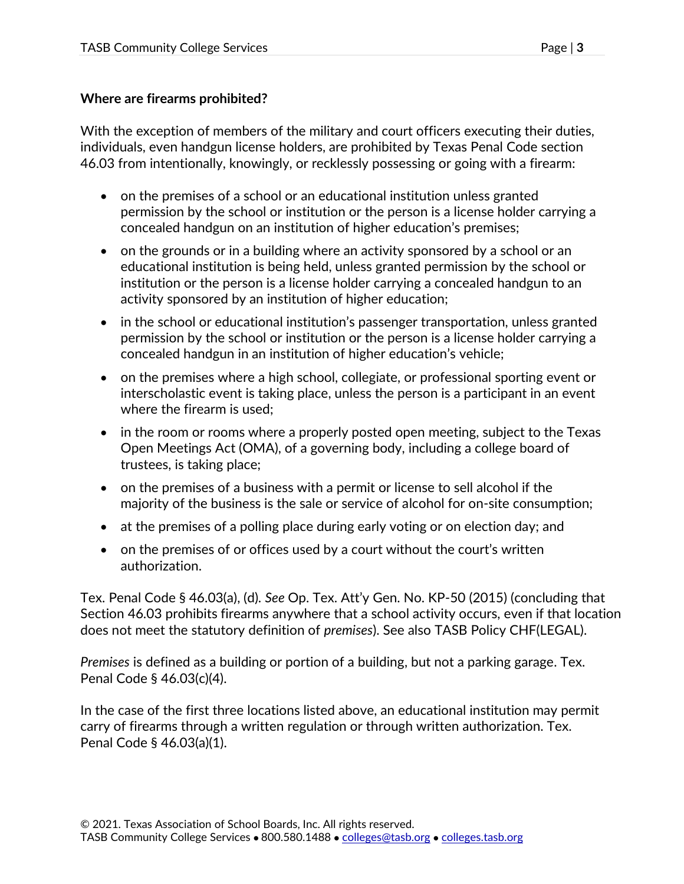**Where are firearms prohibited?**

With the exception of members of the military and court officers executing their duties, individuals, even handgun license holders, are prohibited by Texas Penal Code section 46.03 from intentionally, knowingly, or recklessly possessing or going with a firearm:

- on the premises of a school or an educational institution unless granted permission by the school or institution or the person is a license holder carrying a concealed handgun on an institution of higher education's premises;
- on the grounds or in a building where an activity sponsored by a school or an educational institution is being held, unless granted permission by the school or institution or the person is a license holder carrying a concealed handgun to an activity sponsored by an institution of higher education;
- in the school or educational institution's passenger transportation, unless granted permission by the school or institution or the person is a license holder carrying a concealed handgun in an institution of higher education's vehicle;
- on the premises where a high school, collegiate, or professional sporting event or interscholastic event is taking place, unless the person is a participant in an event where the firearm is used;
- in the room or rooms where a properly posted open meeting, subject to the Texas Open Meetings Act (OMA), of a governing body, including a college board of trustees, is taking place;
- on the premises of a business with a permit or license to sell alcohol if the majority of the business is the sale or service of alcohol for on-site consumption;
- at the premises of a polling place during early voting or on election day; and
- on the premises of or offices used by a court without the court's written authorization.

Tex. Penal Code § 46.03(a), (d). *See* Op. Tex. Att'y Gen. No. KP-50 (2015) (concluding that Section 46.03 prohibits firearms anywhere that a school activity occurs, even if that location does not meet the statutory definition of *premises*). See also TASB Policy CHF(LEGAL).

*Premises* is defined as a building or portion of a building, but not a parking garage. Tex. Penal Code § 46.03(c)(4).

In the case of the first three locations listed above, an educational institution may permit carry of firearms through a written regulation or through written authorization. Tex. Penal Code § 46.03(a)(1).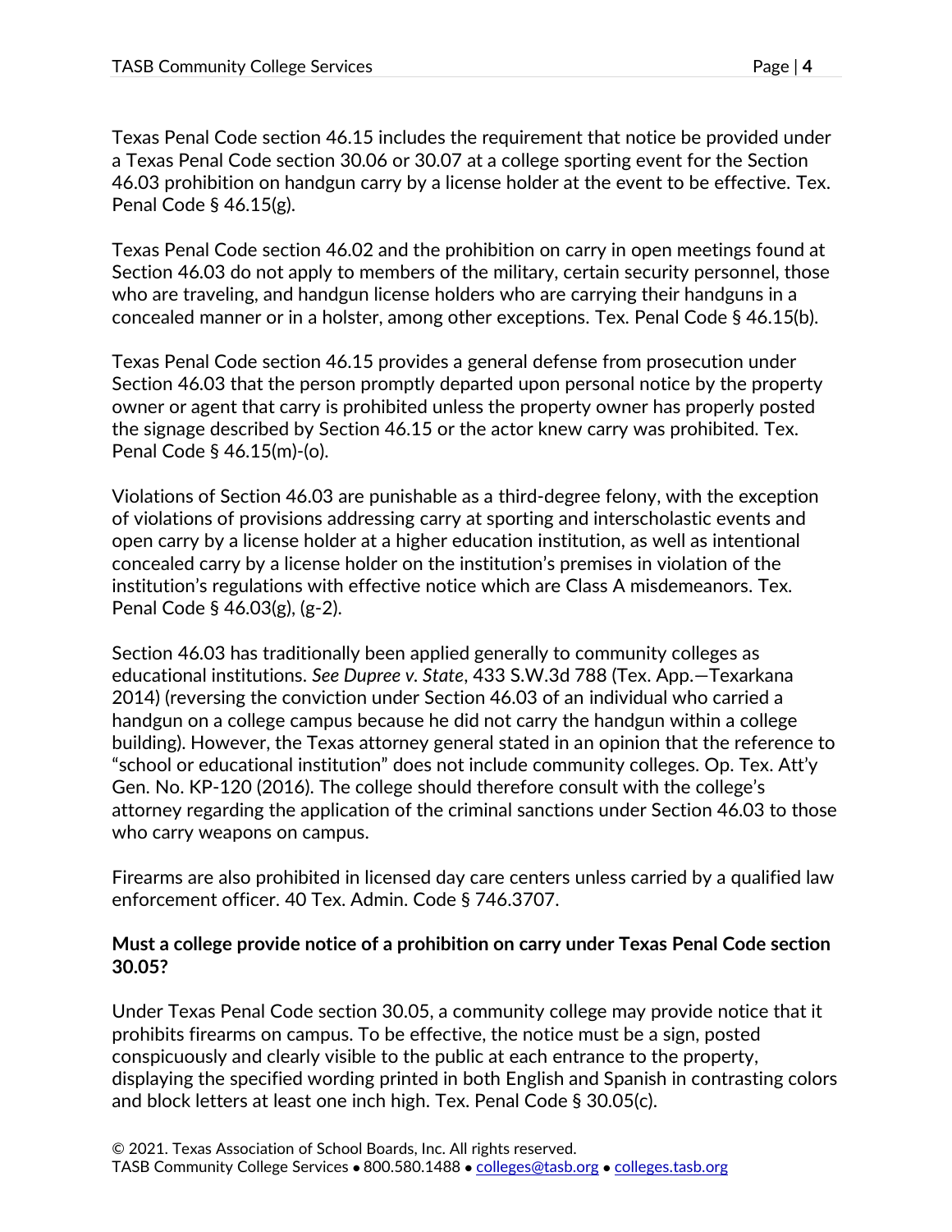Texas Penal Code section 46.15 includes the requirement that notice be provided under a Texas Penal Code section 30.06 or 30.07 at a college sporting event for the Section 46.03 prohibition on handgun carry by a license holder at the event to be effective. Tex. Penal Code § 46.15(g).

Texas Penal Code section 46.02 and the prohibition on carry in open meetings found at Section 46.03 do not apply to members of the military, certain security personnel, those who are traveling, and handgun license holders who are carrying their handguns in a concealed manner or in a holster, among other exceptions. Tex. Penal Code § 46.15(b).

Texas Penal Code section 46.15 provides a general defense from prosecution under Section 46.03 that the person promptly departed upon personal notice by the property owner or agent that carry is prohibited unless the property owner has properly posted the signage described by Section 46.15 or the actor knew carry was prohibited. Tex. Penal Code § 46.15(m)-(o).

Violations of Section 46.03 are punishable as a third-degree felony, with the exception of violations of provisions addressing carry at sporting and interscholastic events and open carry by a license holder at a higher education institution, as well as intentional concealed carry by a license holder on the institution's premises in violation of the institution's regulations with effective notice which are Class A misdemeanors. Tex. Penal Code § 46.03(g), (g-2).

Section 46.03 has traditionally been applied generally to community colleges as educational institutions. *See Dupree v. State*, 433 S.W.3d 788 (Tex. App.—Texarkana 2014) (reversing the conviction under Section 46.03 of an individual who carried a handgun on a college campus because he did not carry the handgun within a college building). However, the Texas attorney general stated in an opinion that the reference to "school or educational institution" does not include community colleges. Op. Tex. Att'y Gen. No. KP-120 (2016). The college should therefore consult with the college's attorney regarding the application of the criminal sanctions under Section 46.03 to those who carry weapons on campus.

Firearms are also prohibited in licensed day care centers unless carried by a qualified law enforcement officer. 40 Tex. Admin. Code § 746.3707.

**Must a college provide notice of a prohibition on carry under Texas Penal Code section 30.05?**

Under Texas Penal Code section 30.05, a community college may provide notice that it prohibits firearms on campus. To be effective, the notice must be a sign, posted conspicuously and clearly visible to the public at each entrance to the property, displaying the specified wording printed in both English and Spanish in contrasting colors and block letters at least one inch high. Tex. Penal Code § 30.05(c).

© 2021. Texas Association of School Boards, Inc. All rights reserved.
TASB Community College Services • 800.580.1488 • colleges@tasb.org • colleges.tasb.org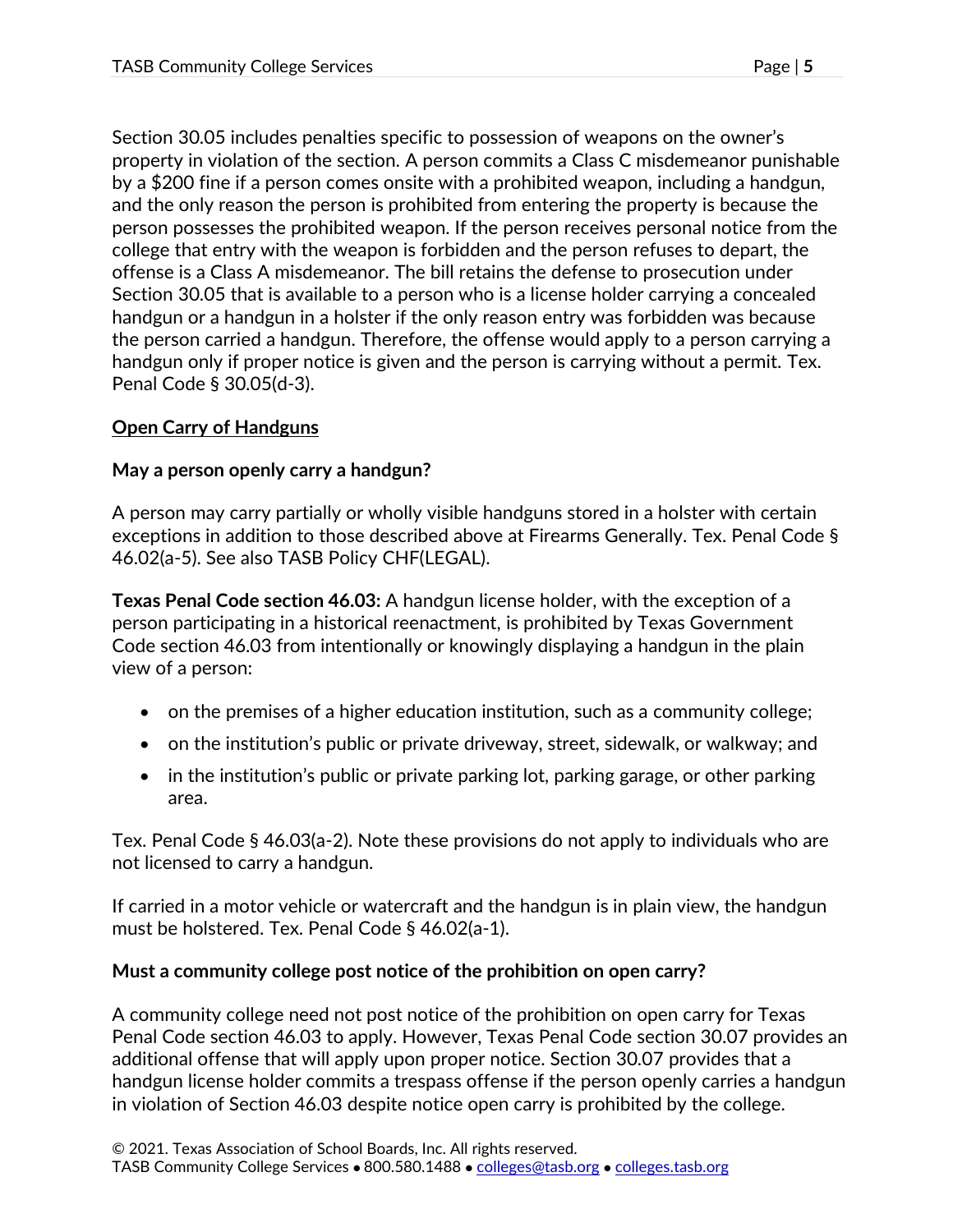Section 30.05 includes penalties specific to possession of weapons on the owner's property in violation of the section. A person commits a Class C misdemeanor punishable by a $200 fine if a person comes onsite with a prohibited weapon, including a handgun, and the only reason the person is prohibited from entering the property is because the person possesses the prohibited weapon. If the person receives personal notice from the college that entry with the weapon is forbidden and the person refuses to depart, the offense is a Class A misdemeanor. The bill retains the defense to prosecution under Section 30.05 that is available to a person who is a license holder carrying a concealed handgun or a handgun in a holster if the only reason entry was forbidden was because the person carried a handgun. Therefore, the offense would apply to a person carrying a handgun only if proper notice is given and the person is carrying without a permit. Tex. Penal Code § 30.05(d-3).

## Open Carry of Handguns

### May a person openly carry a handgun?

A person may carry partially or wholly visible handguns stored in a holster with certain exceptions in addition to those described above at Firearms Generally. Tex. Penal Code § 46.02(a-5). See also TASB Policy CHF(LEGAL).

**Texas Penal Code section 46.03:** A handgun license holder, with the exception of a person participating in a historical reenactment, is prohibited by Texas Government Code section 46.03 from intentionally or knowingly displaying a handgun in the plain view of a person:

- on the premises of a higher education institution, such as a community college;
- on the institution's public or private driveway, street, sidewalk, or walkway; and
- in the institution's public or private parking lot, parking garage, or other parking area.

Tex. Penal Code § 46.03(a-2). Note these provisions do not apply to individuals who are not licensed to carry a handgun.

If carried in a motor vehicle or watercraft and the handgun is in plain view, the handgun must be holstered. Tex. Penal Code § 46.02(a-1).

### Must a community college post notice of the prohibition on open carry?

A community college need not post notice of the prohibition on open carry for Texas Penal Code section 46.03 to apply. However, Texas Penal Code section 30.07 provides an additional offense that will apply upon proper notice. Section 30.07 provides that a handgun license holder commits a trespass offense if the person openly carries a handgun in violation of Section 46.03 despite notice open carry is prohibited by the college.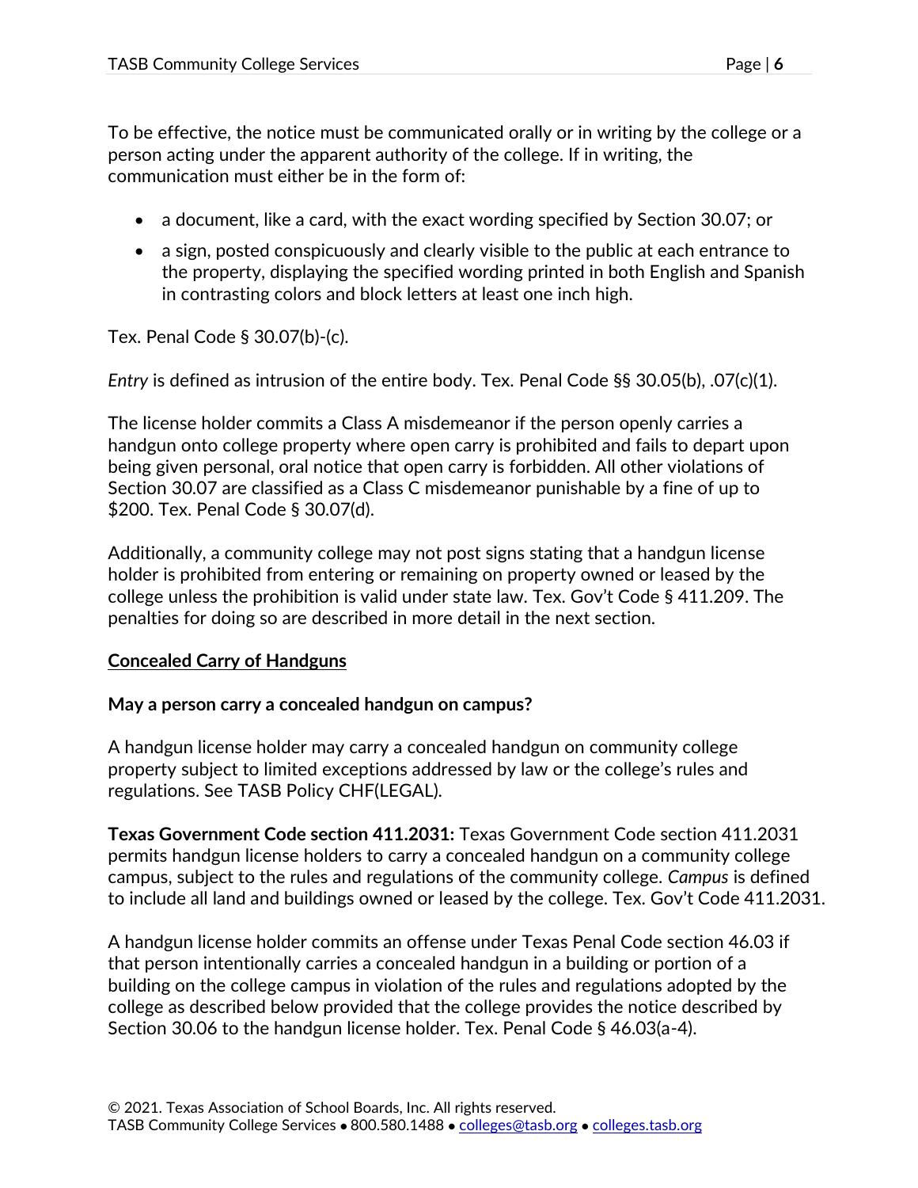To be effective, the notice must be communicated orally or in writing by the college or a person acting under the apparent authority of the college. If in writing, the communication must either be in the form of:

- a document, like a card, with the exact wording specified by Section 30.07; or
- a sign, posted conspicuously and clearly visible to the public at each entrance to the property, displaying the specified wording printed in both English and Spanish in contrasting colors and block letters at least one inch high.

Tex. Penal Code § 30.07(b)-(c).

*Entry* is defined as intrusion of the entire body. Tex. Penal Code §§ 30.05(b), .07(c)(1).

The license holder commits a Class A misdemeanor if the person openly carries a handgun onto college property where open carry is prohibited and fails to depart upon being given personal, oral notice that open carry is forbidden. All other violations of Section 30.07 are classified as a Class C misdemeanor punishable by a fine of up to $200. Tex. Penal Code § 30.07(d).

Additionally, a community college may not post signs stating that a handgun license holder is prohibited from entering or remaining on property owned or leased by the college unless the prohibition is valid under state law. Tex. Gov't Code § 411.209. The penalties for doing so are described in more detail in the next section.

## Concealed Carry of Handguns

### May a person carry a concealed handgun on campus?

A handgun license holder may carry a concealed handgun on community college property subject to limited exceptions addressed by law or the college's rules and regulations. See TASB Policy CHF(LEGAL).

**Texas Government Code section 411.2031:** Texas Government Code section 411.2031 permits handgun license holders to carry a concealed handgun on a community college campus, subject to the rules and regulations of the community college. *Campus* is defined to include all land and buildings owned or leased by the college. Tex. Gov't Code 411.2031.

A handgun license holder commits an offense under Texas Penal Code section 46.03 if that person intentionally carries a concealed handgun in a building or portion of a building on the college campus in violation of the rules and regulations adopted by the college as described below provided that the college provides the notice described by Section 30.06 to the handgun license holder. Tex. Penal Code § 46.03(a-4).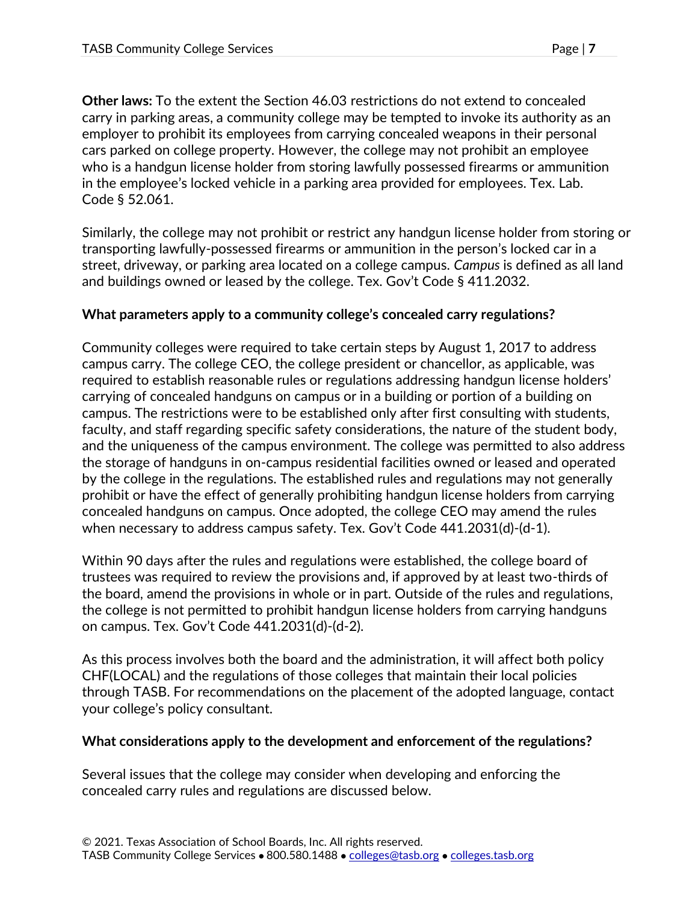**Other laws:** To the extent the Section 46.03 restrictions do not extend to concealed carry in parking areas, a community college may be tempted to invoke its authority as an employer to prohibit its employees from carrying concealed weapons in their personal cars parked on college property. However, the college may not prohibit an employee who is a handgun license holder from storing lawfully possessed firearms or ammunition in the employee's locked vehicle in a parking area provided for employees. Tex. Lab. Code § 52.061.

Similarly, the college may not prohibit or restrict any handgun license holder from storing or transporting lawfully-possessed firearms or ammunition in the person's locked car in a street, driveway, or parking area located on a college campus. *Campus* is defined as all land and buildings owned or leased by the college. Tex. Gov't Code § 411.2032.

**What parameters apply to a community college's concealed carry regulations?**

Community colleges were required to take certain steps by August 1, 2017 to address campus carry. The college CEO, the college president or chancellor, as applicable, was required to establish reasonable rules or regulations addressing handgun license holders' carrying of concealed handguns on campus or in a building or portion of a building on campus. The restrictions were to be established only after first consulting with students, faculty, and staff regarding specific safety considerations, the nature of the student body, and the uniqueness of the campus environment. The college was permitted to also address the storage of handguns in on-campus residential facilities owned or leased and operated by the college in the regulations. The established rules and regulations may not generally prohibit or have the effect of generally prohibiting handgun license holders from carrying concealed handguns on campus. Once adopted, the college CEO may amend the rules when necessary to address campus safety. Tex. Gov't Code 441.2031(d)-(d-1).

Within 90 days after the rules and regulations were established, the college board of trustees was required to review the provisions and, if approved by at least two-thirds of the board, amend the provisions in whole or in part. Outside of the rules and regulations, the college is not permitted to prohibit handgun license holders from carrying handguns on campus. Tex. Gov't Code 441.2031(d)-(d-2).

As this process involves both the board and the administration, it will affect both policy CHF(LOCAL) and the regulations of those colleges that maintain their local policies through TASB. For recommendations on the placement of the adopted language, contact your college's policy consultant.

**What considerations apply to the development and enforcement of the regulations?**

Several issues that the college may consider when developing and enforcing the concealed carry rules and regulations are discussed below.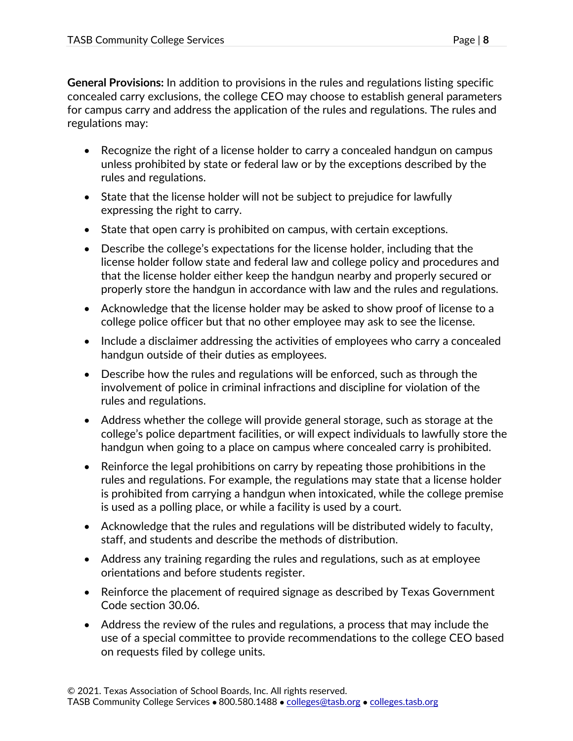**General Provisions:** In addition to provisions in the rules and regulations listing specific concealed carry exclusions, the college CEO may choose to establish general parameters for campus carry and address the application of the rules and regulations. The rules and regulations may:

- Recognize the right of a license holder to carry a concealed handgun on campus unless prohibited by state or federal law or by the exceptions described by the rules and regulations.
- State that the license holder will not be subject to prejudice for lawfully expressing the right to carry.
- State that open carry is prohibited on campus, with certain exceptions.
- Describe the college's expectations for the license holder, including that the license holder follow state and federal law and college policy and procedures and that the license holder either keep the handgun nearby and properly secured or properly store the handgun in accordance with law and the rules and regulations.
- Acknowledge that the license holder may be asked to show proof of license to a college police officer but that no other employee may ask to see the license.
- Include a disclaimer addressing the activities of employees who carry a concealed handgun outside of their duties as employees.
- Describe how the rules and regulations will be enforced, such as through the involvement of police in criminal infractions and discipline for violation of the rules and regulations.
- Address whether the college will provide general storage, such as storage at the college's police department facilities, or will expect individuals to lawfully store the handgun when going to a place on campus where concealed carry is prohibited.
- Reinforce the legal prohibitions on carry by repeating those prohibitions in the rules and regulations. For example, the regulations may state that a license holder is prohibited from carrying a handgun when intoxicated, while the college premise is used as a polling place, or while a facility is used by a court.
- Acknowledge that the rules and regulations will be distributed widely to faculty, staff, and students and describe the methods of distribution.
- Address any training regarding the rules and regulations, such as at employee orientations and before students register.
- Reinforce the placement of required signage as described by Texas Government Code section 30.06.
- Address the review of the rules and regulations, a process that may include the use of a special committee to provide recommendations to the college CEO based on requests filed by college units.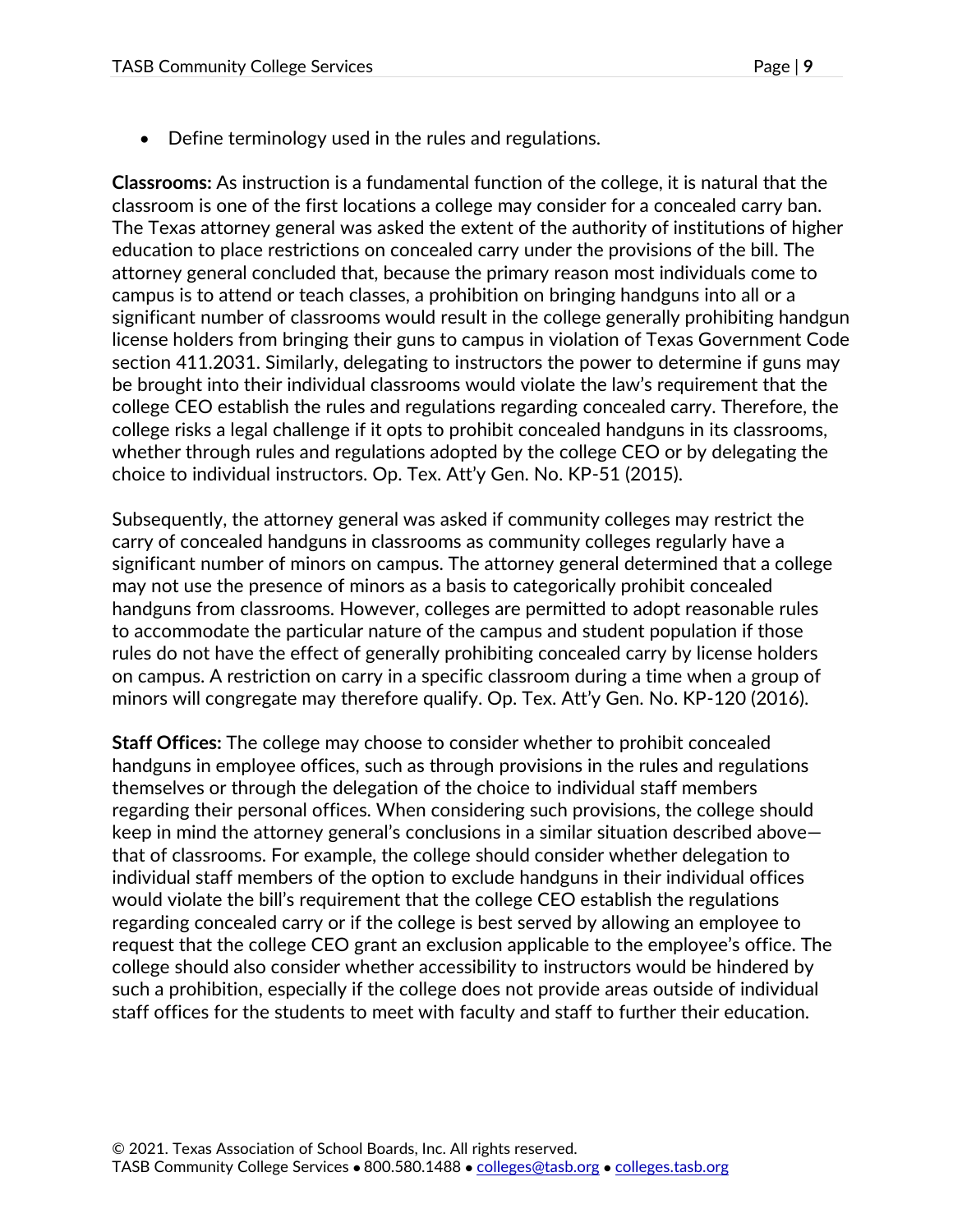- Define terminology used in the rules and regulations.

**Classrooms:** As instruction is a fundamental function of the college, it is natural that the classroom is one of the first locations a college may consider for a concealed carry ban. The Texas attorney general was asked the extent of the authority of institutions of higher education to place restrictions on concealed carry under the provisions of the bill. The attorney general concluded that, because the primary reason most individuals come to campus is to attend or teach classes, a prohibition on bringing handguns into all or a significant number of classrooms would result in the college generally prohibiting handgun license holders from bringing their guns to campus in violation of Texas Government Code section 411.2031. Similarly, delegating to instructors the power to determine if guns may be brought into their individual classrooms would violate the law's requirement that the college CEO establish the rules and regulations regarding concealed carry. Therefore, the college risks a legal challenge if it opts to prohibit concealed handguns in its classrooms, whether through rules and regulations adopted by the college CEO or by delegating the choice to individual instructors. Op. Tex. Att'y Gen. No. KP-51 (2015).

Subsequently, the attorney general was asked if community colleges may restrict the carry of concealed handguns in classrooms as community colleges regularly have a significant number of minors on campus. The attorney general determined that a college may not use the presence of minors as a basis to categorically prohibit concealed handguns from classrooms. However, colleges are permitted to adopt reasonable rules to accommodate the particular nature of the campus and student population if those rules do not have the effect of generally prohibiting concealed carry by license holders on campus. A restriction on carry in a specific classroom during a time when a group of minors will congregate may therefore qualify. Op. Tex. Att'y Gen. No. KP-120 (2016).

**Staff Offices:** The college may choose to consider whether to prohibit concealed handguns in employee offices, such as through provisions in the rules and regulations themselves or through the delegation of the choice to individual staff members regarding their personal offices. When considering such provisions, the college should keep in mind the attorney general's conclusions in a similar situation described above—that of classrooms. For example, the college should consider whether delegation to individual staff members of the option to exclude handguns in their individual offices would violate the bill's requirement that the college CEO establish the regulations regarding concealed carry or if the college is best served by allowing an employee to request that the college CEO grant an exclusion applicable to the employee's office. The college should also consider whether accessibility to instructors would be hindered by such a prohibition, especially if the college does not provide areas outside of individual staff offices for the students to meet with faculty and staff to further their education.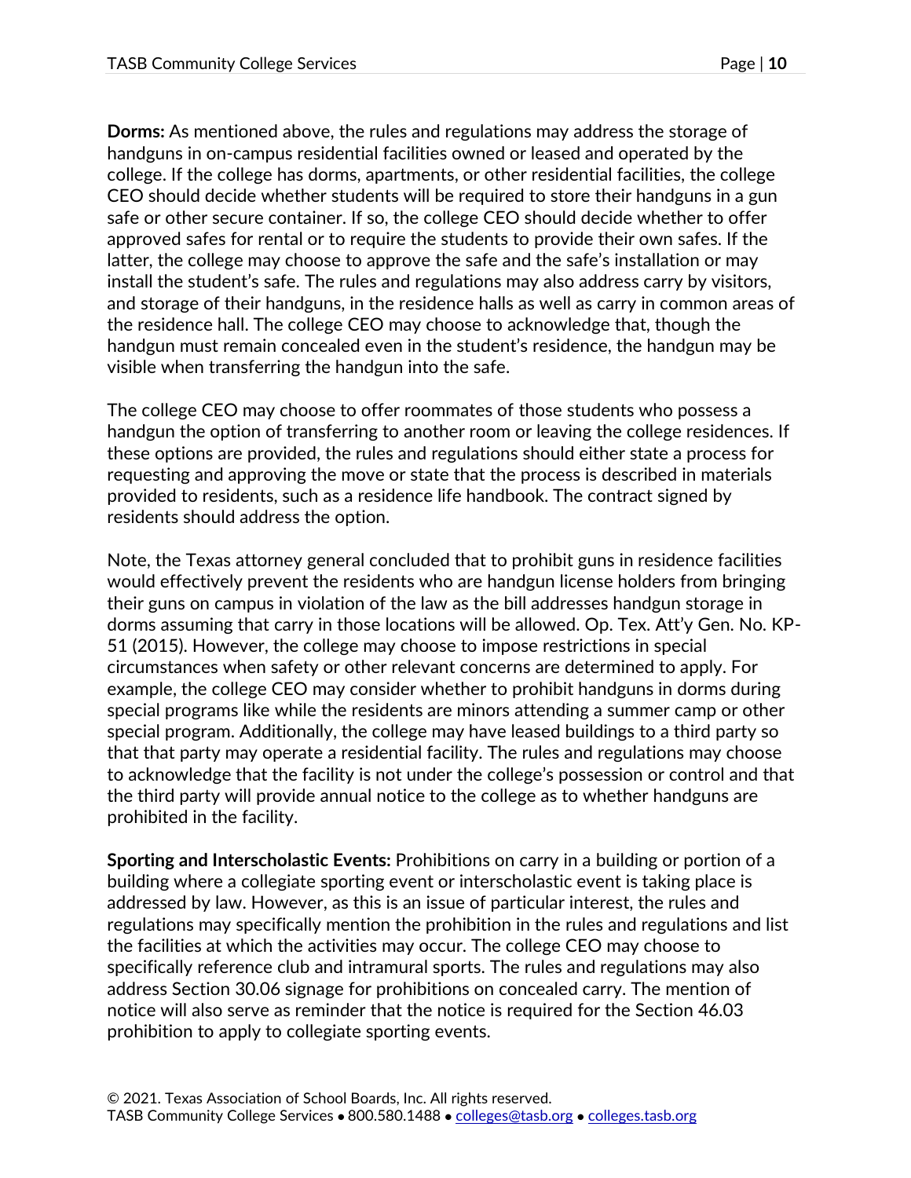**Dorms:** As mentioned above, the rules and regulations may address the storage of handguns in on-campus residential facilities owned or leased and operated by the college. If the college has dorms, apartments, or other residential facilities, the college CEO should decide whether students will be required to store their handguns in a gun safe or other secure container. If so, the college CEO should decide whether to offer approved safes for rental or to require the students to provide their own safes. If the latter, the college may choose to approve the safe and the safe's installation or may install the student's safe. The rules and regulations may also address carry by visitors, and storage of their handguns, in the residence halls as well as carry in common areas of the residence hall. The college CEO may choose to acknowledge that, though the handgun must remain concealed even in the student's residence, the handgun may be visible when transferring the handgun into the safe.

The college CEO may choose to offer roommates of those students who possess a handgun the option of transferring to another room or leaving the college residences. If these options are provided, the rules and regulations should either state a process for requesting and approving the move or state that the process is described in materials provided to residents, such as a residence life handbook. The contract signed by residents should address the option.

Note, the Texas attorney general concluded that to prohibit guns in residence facilities would effectively prevent the residents who are handgun license holders from bringing their guns on campus in violation of the law as the bill addresses handgun storage in dorms assuming that carry in those locations will be allowed. Op. Tex. Att'y Gen. No. KP-51 (2015). However, the college may choose to impose restrictions in special circumstances when safety or other relevant concerns are determined to apply. For example, the college CEO may consider whether to prohibit handguns in dorms during special programs like while the residents are minors attending a summer camp or other special program. Additionally, the college may have leased buildings to a third party so that that party may operate a residential facility. The rules and regulations may choose to acknowledge that the facility is not under the college's possession or control and that the third party will provide annual notice to the college as to whether handguns are prohibited in the facility.

**Sporting and Interscholastic Events:** Prohibitions on carry in a building or portion of a building where a collegiate sporting event or interscholastic event is taking place is addressed by law. However, as this is an issue of particular interest, the rules and regulations may specifically mention the prohibition in the rules and regulations and list the facilities at which the activities may occur. The college CEO may choose to specifically reference club and intramural sports. The rules and regulations may also address Section 30.06 signage for prohibitions on concealed carry. The mention of notice will also serve as reminder that the notice is required for the Section 46.03 prohibition to apply to collegiate sporting events.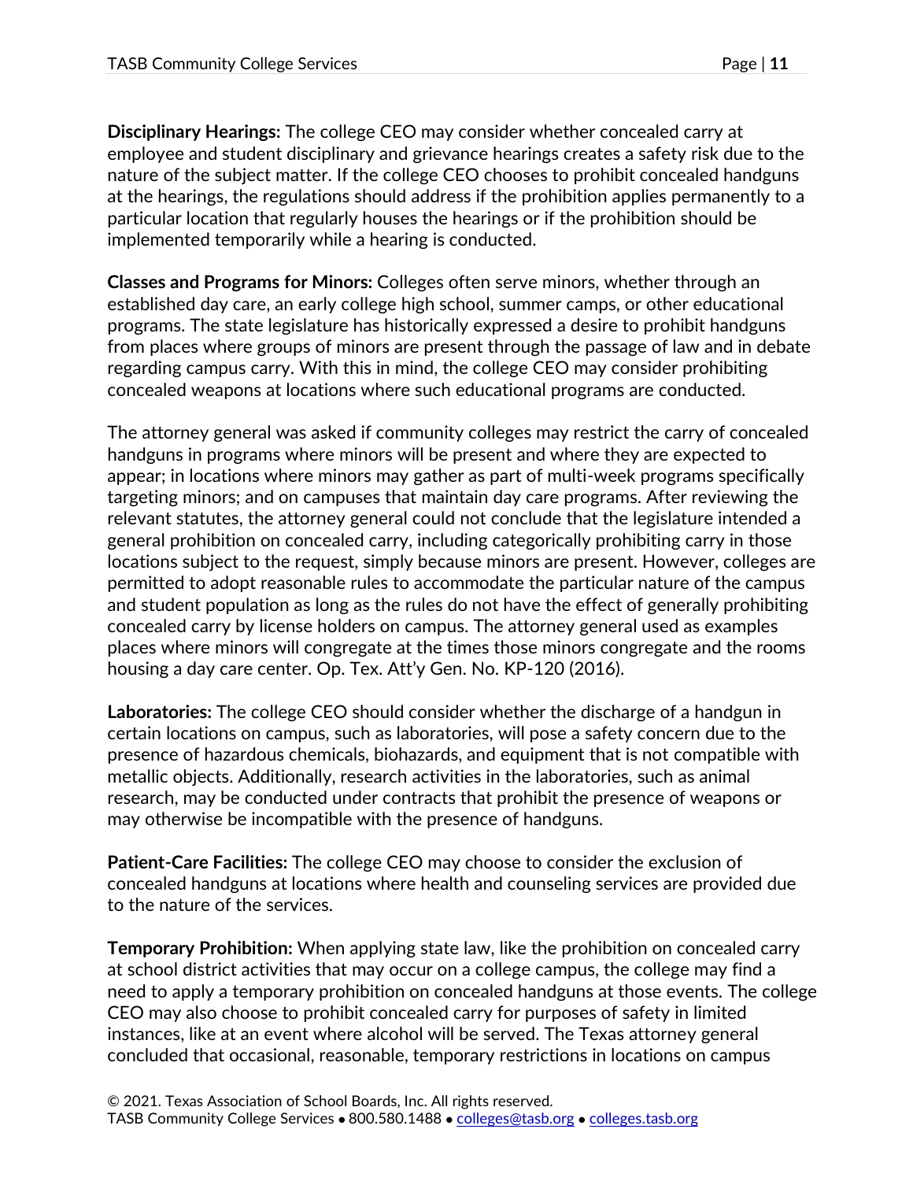**Disciplinary Hearings:** The college CEO may consider whether concealed carry at employee and student disciplinary and grievance hearings creates a safety risk due to the nature of the subject matter. If the college CEO chooses to prohibit concealed handguns at the hearings, the regulations should address if the prohibition applies permanently to a particular location that regularly houses the hearings or if the prohibition should be implemented temporarily while a hearing is conducted.

**Classes and Programs for Minors:** Colleges often serve minors, whether through an established day care, an early college high school, summer camps, or other educational programs. The state legislature has historically expressed a desire to prohibit handguns from places where groups of minors are present through the passage of law and in debate regarding campus carry. With this in mind, the college CEO may consider prohibiting concealed weapons at locations where such educational programs are conducted.

The attorney general was asked if community colleges may restrict the carry of concealed handguns in programs where minors will be present and where they are expected to appear; in locations where minors may gather as part of multi-week programs specifically targeting minors; and on campuses that maintain day care programs. After reviewing the relevant statutes, the attorney general could not conclude that the legislature intended a general prohibition on concealed carry, including categorically prohibiting carry in those locations subject to the request, simply because minors are present. However, colleges are permitted to adopt reasonable rules to accommodate the particular nature of the campus and student population as long as the rules do not have the effect of generally prohibiting concealed carry by license holders on campus. The attorney general used as examples places where minors will congregate at the times those minors congregate and the rooms housing a day care center. Op. Tex. Att'y Gen. No. KP-120 (2016).

**Laboratories:** The college CEO should consider whether the discharge of a handgun in certain locations on campus, such as laboratories, will pose a safety concern due to the presence of hazardous chemicals, biohazards, and equipment that is not compatible with metallic objects. Additionally, research activities in the laboratories, such as animal research, may be conducted under contracts that prohibit the presence of weapons or may otherwise be incompatible with the presence of handguns.

**Patient-Care Facilities:** The college CEO may choose to consider the exclusion of concealed handguns at locations where health and counseling services are provided due to the nature of the services.

**Temporary Prohibition:** When applying state law, like the prohibition on concealed carry at school district activities that may occur on a college campus, the college may find a need to apply a temporary prohibition on concealed handguns at those events. The college CEO may also choose to prohibit concealed carry for purposes of safety in limited instances, like at an event where alcohol will be served. The Texas attorney general concluded that occasional, reasonable, temporary restrictions in locations on campus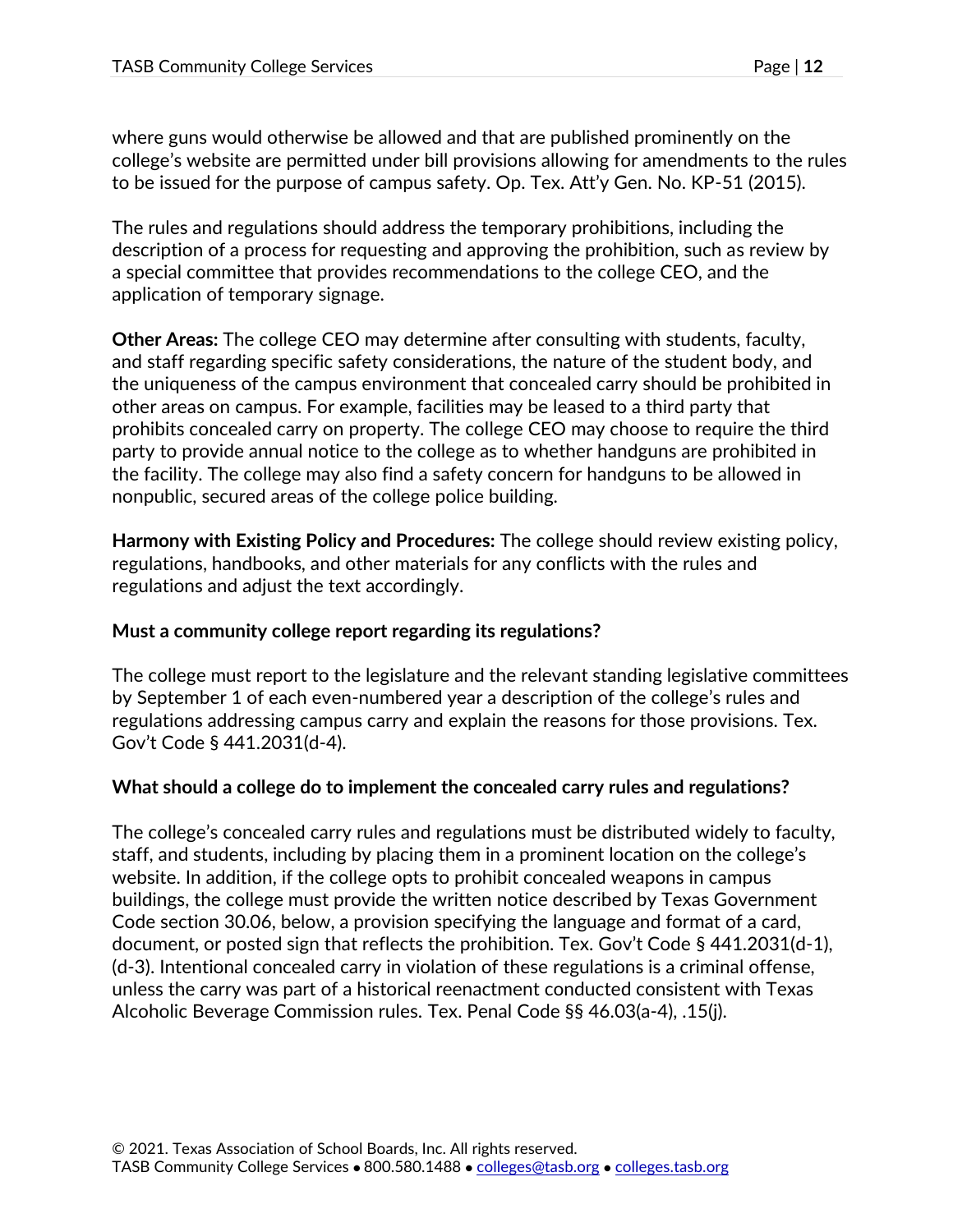where guns would otherwise be allowed and that are published prominently on the college's website are permitted under bill provisions allowing for amendments to the rules to be issued for the purpose of campus safety. Op. Tex. Att'y Gen. No. KP-51 (2015).

The rules and regulations should address the temporary prohibitions, including the description of a process for requesting and approving the prohibition, such as review by a special committee that provides recommendations to the college CEO, and the application of temporary signage.

**Other Areas:** The college CEO may determine after consulting with students, faculty, and staff regarding specific safety considerations, the nature of the student body, and the uniqueness of the campus environment that concealed carry should be prohibited in other areas on campus. For example, facilities may be leased to a third party that prohibits concealed carry on property. The college CEO may choose to require the third party to provide annual notice to the college as to whether handguns are prohibited in the facility. The college may also find a safety concern for handguns to be allowed in nonpublic, secured areas of the college police building.

**Harmony with Existing Policy and Procedures:** The college should review existing policy, regulations, handbooks, and other materials for any conflicts with the rules and regulations and adjust the text accordingly.

**Must a community college report regarding its regulations?**

The college must report to the legislature and the relevant standing legislative committees by September 1 of each even-numbered year a description of the college's rules and regulations addressing campus carry and explain the reasons for those provisions. Tex. Gov't Code § 441.2031(d-4).

**What should a college do to implement the concealed carry rules and regulations?**

The college's concealed carry rules and regulations must be distributed widely to faculty, staff, and students, including by placing them in a prominent location on the college's website. In addition, if the college opts to prohibit concealed weapons in campus buildings, the college must provide the written notice described by Texas Government Code section 30.06, below, a provision specifying the language and format of a card, document, or posted sign that reflects the prohibition. Tex. Gov't Code § 441.2031(d-1), (d-3). Intentional concealed carry in violation of these regulations is a criminal offense, unless the carry was part of a historical reenactment conducted consistent with Texas Alcoholic Beverage Commission rules. Tex. Penal Code §§ 46.03(a-4), .15(j).

© 2021. Texas Association of School Boards, Inc. All rights reserved.
TASB Community College Services • 800.580.1488 • colleges@tasb.org • colleges.tasb.org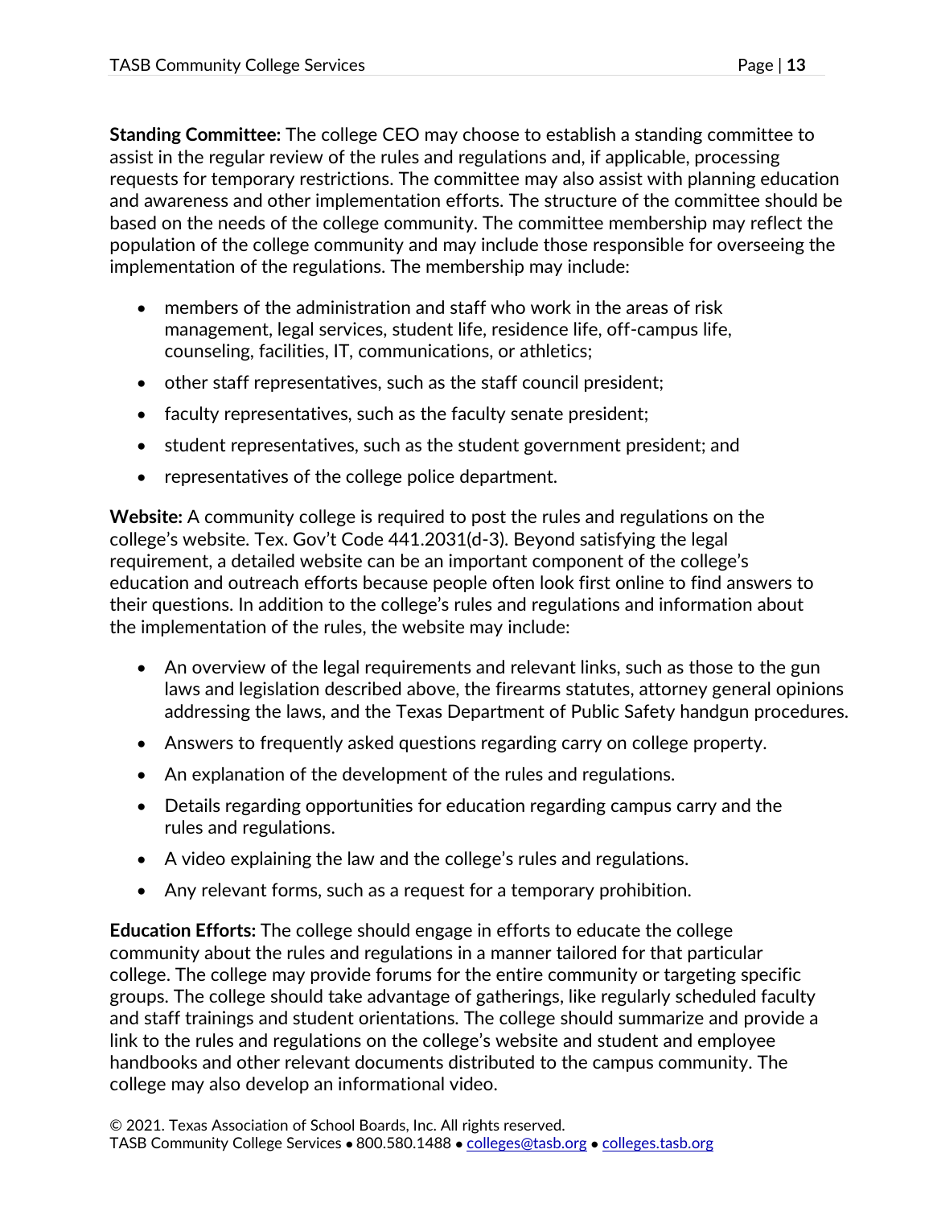**Standing Committee:** The college CEO may choose to establish a standing committee to assist in the regular review of the rules and regulations and, if applicable, processing requests for temporary restrictions. The committee may also assist with planning education and awareness and other implementation efforts. The structure of the committee should be based on the needs of the college community. The committee membership may reflect the population of the college community and may include those responsible for overseeing the implementation of the regulations. The membership may include:

- members of the administration and staff who work in the areas of risk management, legal services, student life, residence life, off-campus life, counseling, facilities, IT, communications, or athletics;
- other staff representatives, such as the staff council president;
- faculty representatives, such as the faculty senate president;
- student representatives, such as the student government president; and
- representatives of the college police department.

**Website:** A community college is required to post the rules and regulations on the college's website. Tex. Gov't Code 441.2031(d-3). Beyond satisfying the legal requirement, a detailed website can be an important component of the college's education and outreach efforts because people often look first online to find answers to their questions. In addition to the college's rules and regulations and information about the implementation of the rules, the website may include:

- An overview of the legal requirements and relevant links, such as those to the gun laws and legislation described above, the firearms statutes, attorney general opinions addressing the laws, and the Texas Department of Public Safety handgun procedures.
- Answers to frequently asked questions regarding carry on college property.
- An explanation of the development of the rules and regulations.
- Details regarding opportunities for education regarding campus carry and the rules and regulations.
- A video explaining the law and the college's rules and regulations.
- Any relevant forms, such as a request for a temporary prohibition.

**Education Efforts:** The college should engage in efforts to educate the college community about the rules and regulations in a manner tailored for that particular college. The college may provide forums for the entire community or targeting specific groups. The college should take advantage of gatherings, like regularly scheduled faculty and staff trainings and student orientations. The college should summarize and provide a link to the rules and regulations on the college's website and student and employee handbooks and other relevant documents distributed to the campus community. The college may also develop an informational video.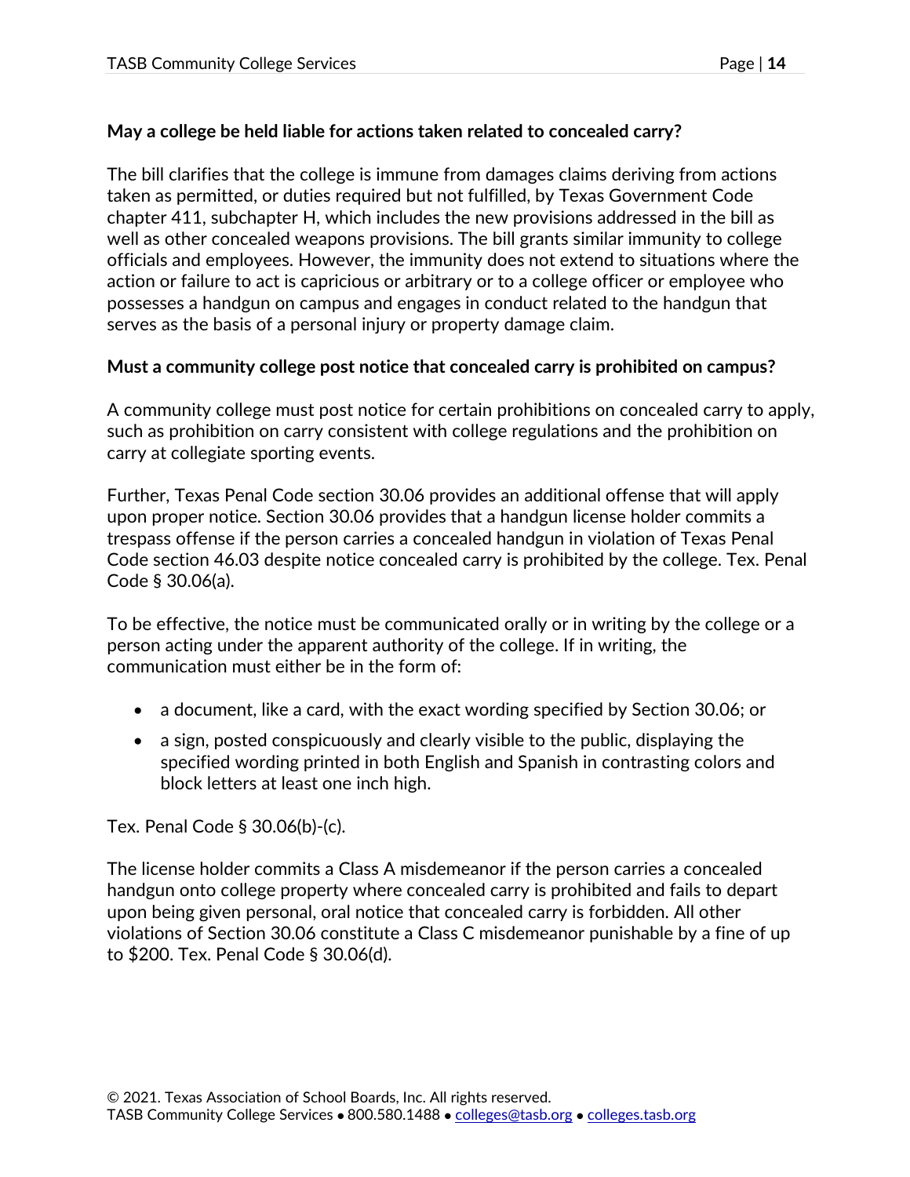**May a college be held liable for actions taken related to concealed carry?**

The bill clarifies that the college is immune from damages claims deriving from actions taken as permitted, or duties required but not fulfilled, by Texas Government Code chapter 411, subchapter H, which includes the new provisions addressed in the bill as well as other concealed weapons provisions. The bill grants similar immunity to college officials and employees. However, the immunity does not extend to situations where the action or failure to act is capricious or arbitrary or to a college officer or employee who possesses a handgun on campus and engages in conduct related to the handgun that serves as the basis of a personal injury or property damage claim.

**Must a community college post notice that concealed carry is prohibited on campus?**

A community college must post notice for certain prohibitions on concealed carry to apply, such as prohibition on carry consistent with college regulations and the prohibition on carry at collegiate sporting events.

Further, Texas Penal Code section 30.06 provides an additional offense that will apply upon proper notice. Section 30.06 provides that a handgun license holder commits a trespass offense if the person carries a concealed handgun in violation of Texas Penal Code section 46.03 despite notice concealed carry is prohibited by the college. Tex. Penal Code § 30.06(a).

To be effective, the notice must be communicated orally or in writing by the college or a person acting under the apparent authority of the college. If in writing, the communication must either be in the form of:

- a document, like a card, with the exact wording specified by Section 30.06; or
- a sign, posted conspicuously and clearly visible to the public, displaying the specified wording printed in both English and Spanish in contrasting colors and block letters at least one inch high.

Tex. Penal Code § 30.06(b)-(c).

The license holder commits a Class A misdemeanor if the person carries a concealed handgun onto college property where concealed carry is prohibited and fails to depart upon being given personal, oral notice that concealed carry is forbidden. All other violations of Section 30.06 constitute a Class C misdemeanor punishable by a fine of up to $200. Tex. Penal Code § 30.06(d).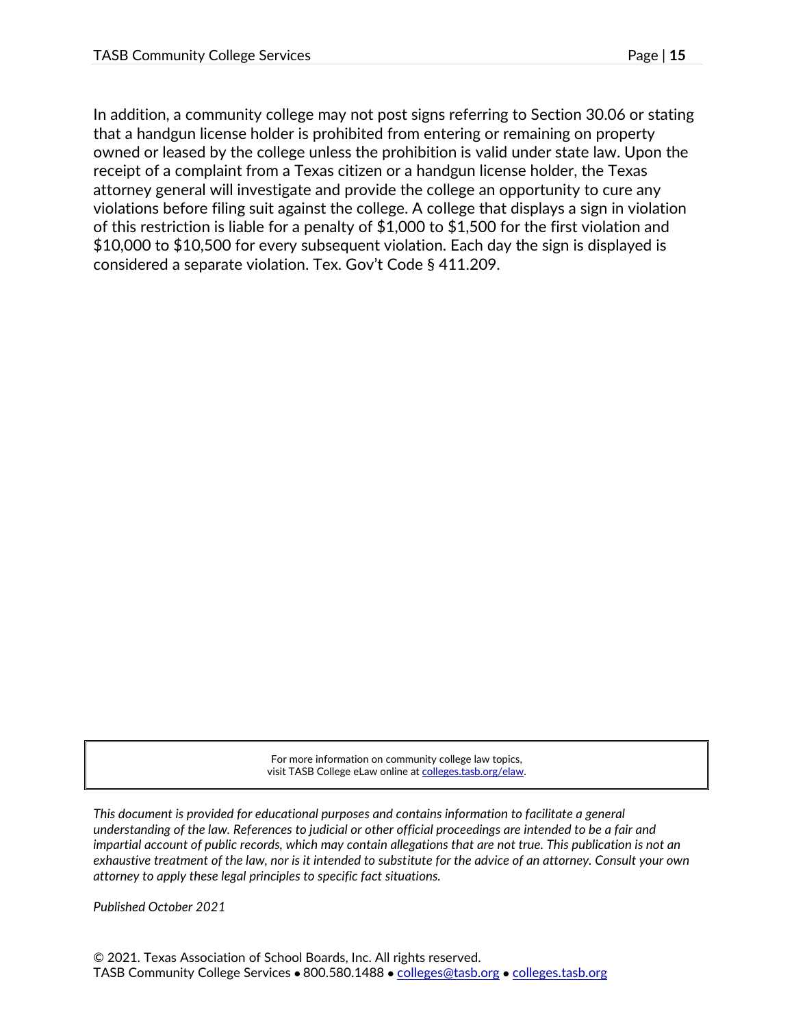In addition, a community college may not post signs referring to Section 30.06 or stating that a handgun license holder is prohibited from entering or remaining on property owned or leased by the college unless the prohibition is valid under state law. Upon the receipt of a complaint from a Texas citizen or a handgun license holder, the Texas attorney general will investigate and provide the college an opportunity to cure any violations before filing suit against the college. A college that displays a sign in violation of this restriction is liable for a penalty of $1,000 to $1,500 for the first violation and $10,000 to $10,500 for every subsequent violation. Each day the sign is displayed is considered a separate violation. Tex. Gov't Code § 411.209.

For more information on community college law topics,
visit TASB College eLaw online at [colleges.tasb.org/elaw](colleges.tasb.org/elaw).

*This document is provided for educational purposes and contains information to facilitate a general understanding of the law. References to judicial or other official proceedings are intended to be a fair and impartial account of public records, which may contain allegations that are not true. This publication is not an exhaustive treatment of the law, nor is it intended to substitute for the advice of an attorney. Consult your own attorney to apply these legal principles to specific fact situations.*

*Published October 2021*

© 2021. Texas Association of School Boards, Inc. All rights reserved.
TASB Community College Services • 800.580.1488 • colleges@tasb.org • colleges.tasb.org